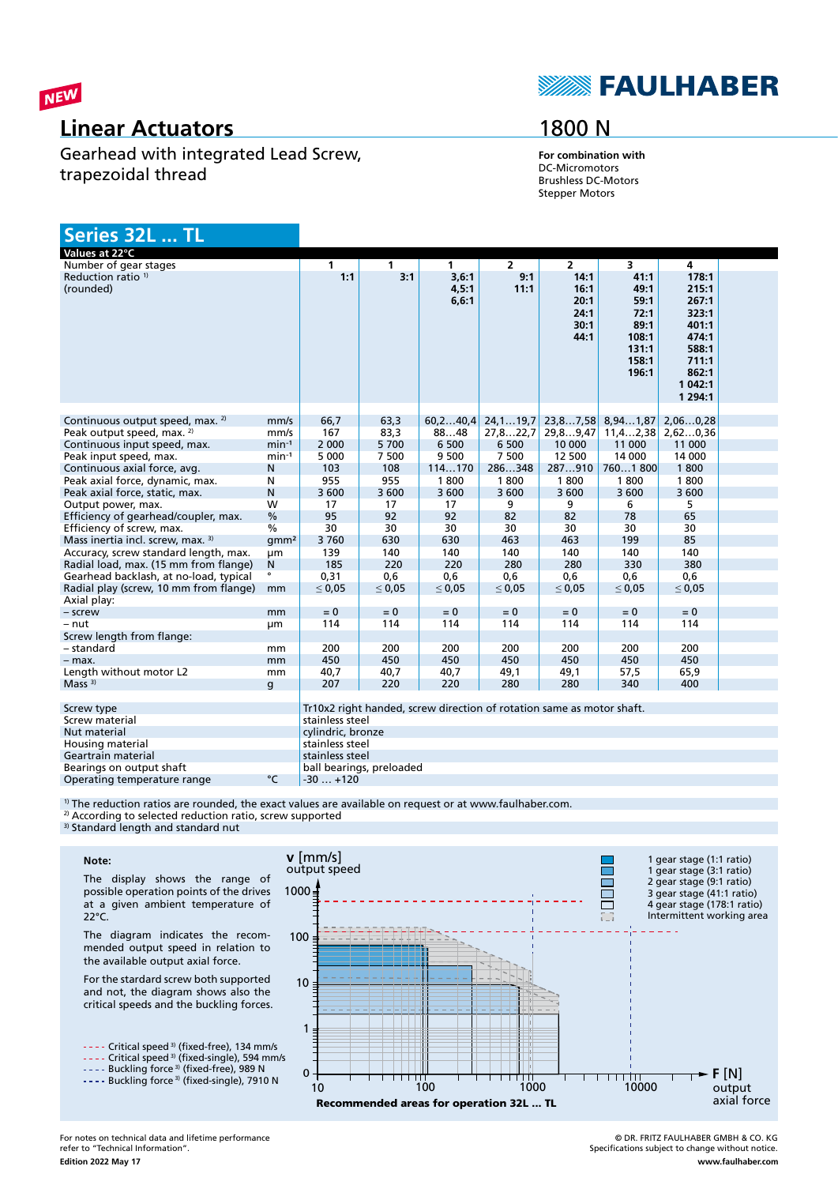NEW

# Linear Actuators

Gearhead with integrated Lead Screw, trapezoidal thread

## 1800 N

**For combination with**
DC-Micromotors
Brushless DC-Motors
Stepper Motors

## Series 32L ... TL

| Values at 22°C | | | | | | | | |
|---|---|---|---|---|---|---|---|---|
| Number of gear stages | | 1 | 1 | 1 | 2 | 2 | 3 | 4 |
| Reduction ratio [1] (rounded) | | **1:1** | **3:1** | **3,6:1 4,5:1 6,6:1** | **9:1 11:1** | **14:1 16:1 20:1 24:1 30:1 44:1** | **41:1 49:1 59:1 72:1 89:1 108:1 131:1 158:1 196:1** | **178:1 215:1 267:1 323:1 401:1 474:1 588:1 711:1 862:1 1 042:1 1 294:1** |
| Continuous output speed, max. [2] | mm/s | 66,7 | 63,3 | 60,2…40,4 | 24,1…19,7 | 23,8…7,58 | 8,94…1,87 | 2,06…0,28 |
| Peak output speed, max. [2] | mm/s | 167 | 83,3 | 88…48 | 27,8…22,7 | 29,8…9,47 | 11,4…2,38 | 2,62…0,36 |
| Continuous input speed, max. | min⁻¹ | 2 000 | 5 700 | 6 500 | 6 500 | 10 000 | 11 000 | 11 000 |
| Peak input speed, max. | min⁻¹ | 5 000 | 7 500 | 9 500 | 7 500 | 12 500 | 14 000 | 14 000 |
| Continuous axial force, avg. | N | 103 | 108 | 114…170 | 286…348 | 287…910 | 760…1 800 | 1 800 |
| Peak axial force, dynamic, max. | N | 955 | 955 | 1 800 | 1 800 | 1 800 | 1 800 | 1 800 |
| Peak axial force, static, max. | N | 3 600 | 3 600 | 3 600 | 3 600 | 3 600 | 3 600 | 3 600 |
| Output power, max. | W | 17 | 17 | 17 | 9 | 9 | 6 | 5 |
| Efficiency of gearhead/coupler, max. | % | 95 | 92 | 92 | 82 | 82 | 78 | 65 |
| Efficiency of screw, max. | % | 30 | 30 | 30 | 30 | 30 | 30 | 30 |
| Mass inertia incl. screw, max. [3] | gmm² | 3 760 | 630 | 630 | 463 | 463 | 199 | 85 |
| Accuracy, screw standard length, max. | µm | 139 | 140 | 140 | 140 | 140 | 140 | 140 |
| Radial load, max. (15 mm from flange) | N | 185 | 220 | 220 | 280 | 280 | 330 | 380 |
| Gearhead backlash, at no-load, typical | ° | 0,31 | 0,6 | 0,6 | 0,6 | 0,6 | 0,6 | 0,6 |
| Radial play (screw, 10 mm from flange) | mm | ≤ 0,05 | ≤ 0,05 | ≤ 0,05 | ≤ 0,05 | ≤ 0,05 | ≤ 0,05 | ≤ 0,05 |
| Axial play: | | | | | | | | |
| – screw | mm | = 0 | = 0 | = 0 | = 0 | = 0 | = 0 | = 0 |
| – nut | µm | 114 | 114 | 114 | 114 | 114 | 114 | 114 |
| Screw length from flange: | | | | | | | | |
| – standard | mm | 200 | 200 | 200 | 200 | 200 | 200 | 200 |
| – max. | mm | 450 | 450 | 450 | 450 | 450 | 450 | 450 |
| Length without motor L2 | mm | 40,7 | 40,7 | 40,7 | 49,1 | 49,1 | 57,5 | 65,9 |
| Mass [3] | g | 207 | 220 | 220 | 280 | 280 | 340 | 400 |

| | | |
|---|---|---|
| Screw type | | Tr10x2 right handed, screw direction of rotation same as motor shaft. |
| Screw material | | stainless steel |
| Nut material | | cylindric, bronze |
| Housing material | | stainless steel |
| Geartrain material | | stainless steel |
| Bearings on output shaft | | ball bearings, preloaded |
| Operating temperature range | °C | -30 … +120 |

[1] The reduction ratios are rounded, the exact values are available on request or at www.faulhaber.com.
[2] According to selected reduction ratio, screw supported
[3] Standard length and standard nut

**Note:**

The display shows the range of possible operation points of the drives at a given ambient temperature of 22°C.

The diagram indicates the recommended output speed in relation to the available output axial force.

For the standard screw both supported and not, the diagram shows also the critical speeds and the buckling forces.

- Critical speed [3] (fixed-free), 134 mm/s
- Critical speed [3] (fixed-single), 594 mm/s
- Buckling force [3] (fixed-free), 989 N
- Buckling force [3] (fixed-single), 7910 N

Legend:
- 1 gear stage (1:1 ratio)
- 1 gear stage (3:1 ratio)
- 2 gear stage (9:1 ratio)
- 3 gear stage (41:1 ratio)
- 4 gear stage (178:1 ratio)
- Intermittent working area

v [mm/s] output speed — F [N] output axial force

**Recommended areas for operation 32L ... TL**

For notes on technical data and lifetime performance refer to "Technical Information".

**Edition 2022 May 17**

© DR. FRITZ FAULHABER GMBH & CO. KG
Specifications subject to change without notice.
**www.faulhaber.com**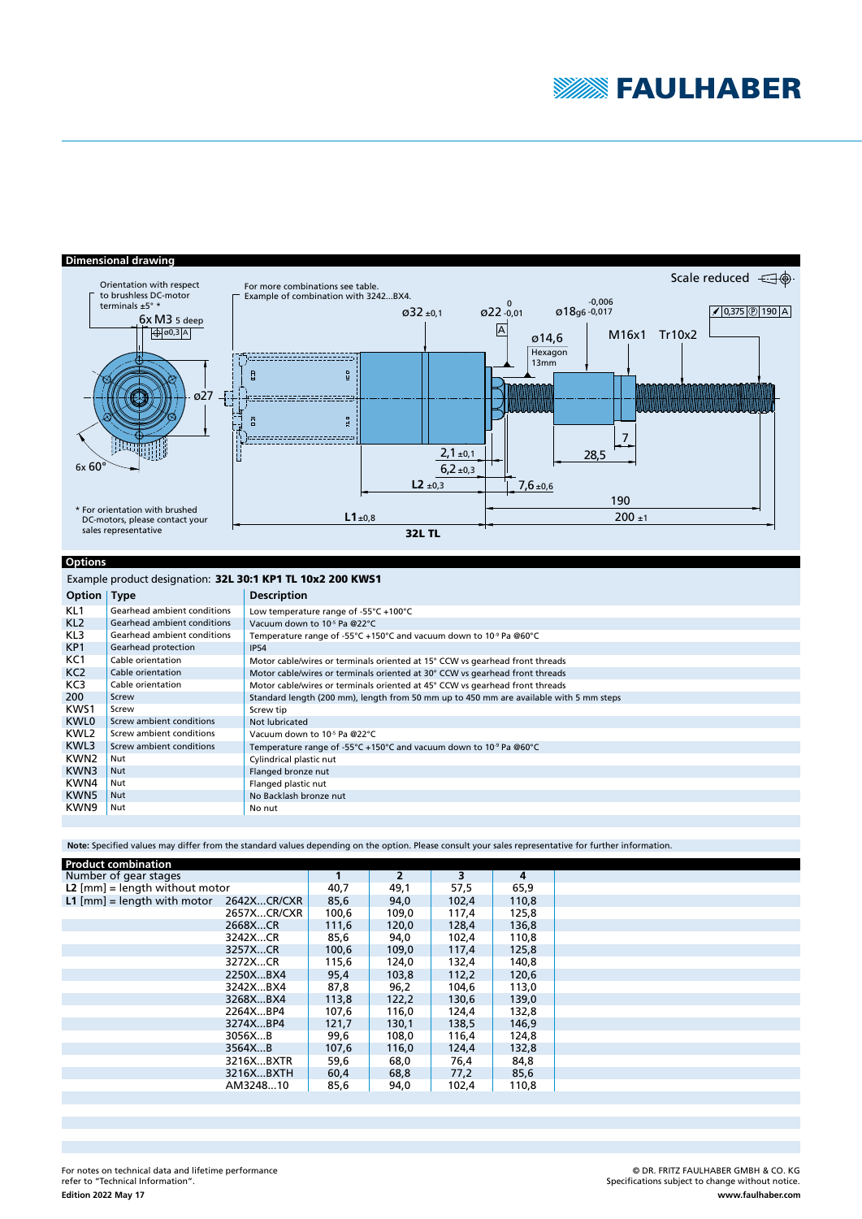## Dimensional drawing

Scale reduced

Orientation with respect to brushless DC-motor terminals ±5° *

6x M3 5 deep

ø0,3 A

ø27

6x 60°

* For orientation with brushed DC-motors, please contact your sales representative

For more combinations see table.
Example of combination with 3242...BX4.

ø32 ±0,1

ø22 0 / -0,01

A

ø18g6 -0,006 / -0,017

ø14,6

Hexagon 13mm

M16x1

Tr10x2

0,375 Ⓟ 190 A

2,1 ±0,1

6,2 ±0,3

7

28,5

L2 ±0,3

7,6 ±0,6

190

L1 ±0,8

200 ±1

32L TL

## Options

Example product designation: **32L 30:1 KP1 TL 10x2 200 KWS1**

| Option | Type | Description |
|---|---|---|
| KL1 | Gearhead ambient conditions | Low temperature range of -55°C +100°C |
| KL2 | Gearhead ambient conditions | Vacuum down to $10^{-5}$ Pa @22°C |
| KL3 | Gearhead ambient conditions | Temperature range of -55°C +150°C and vacuum down to $10^{-9}$ Pa @60°C |
| KP1 | Gearhead protection | IP54 |
| KC1 | Cable orientation | Motor cable/wires or terminals oriented at 15° CCW vs gearhead front threads |
| KC2 | Cable orientation | Motor cable/wires or terminals oriented at 30° CCW vs gearhead front threads |
| KC3 | Cable orientation | Motor cable/wires or terminals oriented at 45° CCW vs gearhead front threads |
| 200 | Screw | Standard length (200 mm), length from 50 mm up to 450 mm are available with 5 mm steps |
| KWS1 | Screw | Screw tip |
| KWL0 | Screw ambient conditions | Not lubricated |
| KWL2 | Screw ambient conditions | Vacuum down to $10^{-5}$ Pa @22°C |
| KWL3 | Screw ambient conditions | Temperature range of -55°C +150°C and vacuum down to $10^{-9}$ Pa @60°C |
| KWN2 | Nut | Cylindrical plastic nut |
| KWN3 | Nut | Flanged bronze nut |
| KWN4 | Nut | Flanged plastic nut |
| KWN5 | Nut | No Backlash bronze nut |
| KWN9 | Nut | No nut |

**Note:** Specified values may differ from the standard values depending on the option. Please consult your sales representative for further information.

## Product combination

| Number of gear stages | | 1 | 2 | 3 | 4 |
|---|---|---|---|---|---|
| **L2** [mm] = length without motor | | 40,7 | 49,1 | 57,5 | 65,9 |
| **L1** [mm] = length with motor | 2642X...CR/CXR | 85,6 | 94,0 | 102,4 | 110,8 |
| | 2657X...CR/CXR | 100,6 | 109,0 | 117,4 | 125,8 |
| | 2668X...CR | 111,6 | 120,0 | 128,4 | 136,8 |
| | 3242X...CR | 85,6 | 94,0 | 102,4 | 110,8 |
| | 3257X...CR | 100,6 | 109,0 | 117,4 | 125,8 |
| | 3272X...CR | 115,6 | 124,0 | 132,4 | 140,8 |
| | 2250X...BX4 | 95,4 | 103,8 | 112,2 | 120,6 |
| | 3242X...BX4 | 87,8 | 96,2 | 104,6 | 113,0 |
| | 3268X...BX4 | 113,8 | 122,2 | 130,6 | 139,0 |
| | 2264X...BP4 | 107,6 | 116,0 | 124,4 | 132,8 |
| | 3274X...BP4 | 121,7 | 130,1 | 138,5 | 146,9 |
| | 3056X...B | 99,6 | 108,0 | 116,4 | 124,8 |
| | 3564X...B | 107,6 | 116,0 | 124,4 | 132,8 |
| | 3216X...BXTR | 59,6 | 68,0 | 76,4 | 84,8 |
| | 3216X...BXTH | 60,4 | 68,8 | 77,2 | 85,6 |
| | AM3248...10 | 85,6 | 94,0 | 102,4 | 110,8 |

For notes on technical data and lifetime performance refer to "Technical Information".